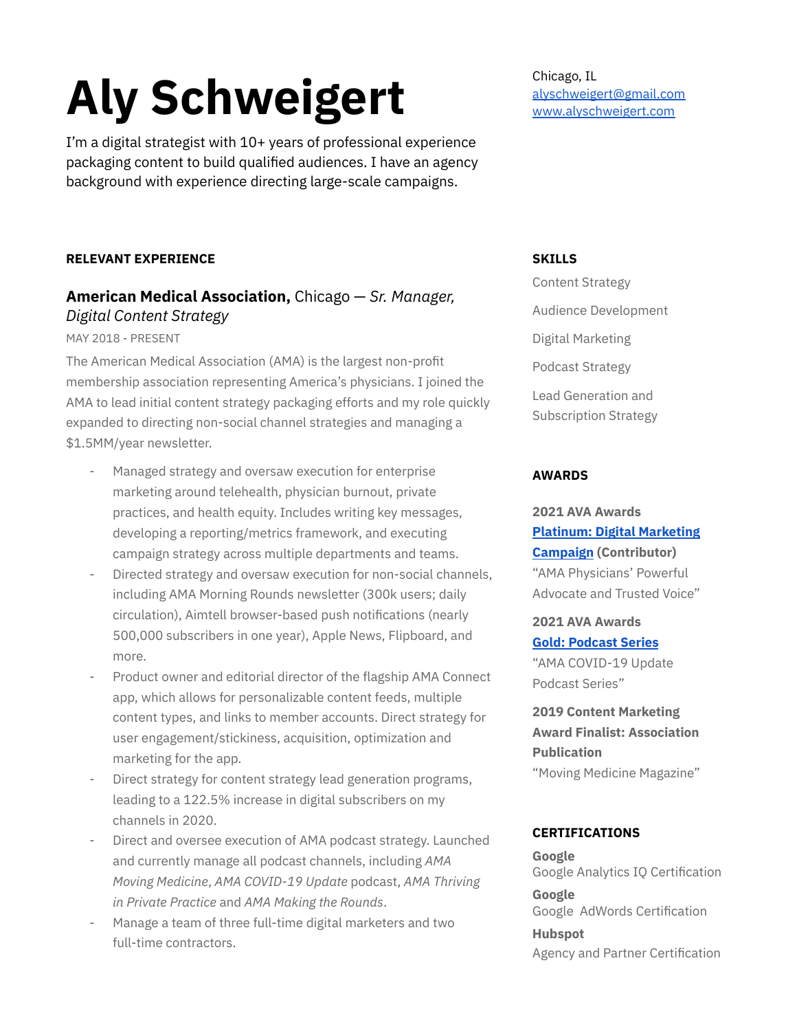# Aly Schweigert

I'm a digital strategist with 10+ years of professional experience packaging content to build qualified audiences. I have an agency background with experience directing large-scale campaigns.

Chicago, IL
alyschweigert@gmail.com
www.alyschweigert.com

## RELEVANT EXPERIENCE

### American Medical Association, Chicago — *Sr. Manager, Digital Content Strategy*

MAY 2018 - PRESENT

The American Medical Association (AMA) is the largest non-profit membership association representing America's physicians. I joined the AMA to lead initial content strategy packaging efforts and my role quickly expanded to directing non-social channel strategies and managing a $1.5MM/year newsletter.

- Managed strategy and oversaw execution for enterprise marketing around telehealth, physician burnout, private practices, and health equity. Includes writing key messages, developing a reporting/metrics framework, and executing campaign strategy across multiple departments and teams.
- Directed strategy and oversaw execution for non-social channels, including AMA Morning Rounds newsletter (300k users; daily circulation), Aimtell browser-based push notifications (nearly 500,000 subscribers in one year), Apple News, Flipboard, and more.
- Product owner and editorial director of the flagship AMA Connect app, which allows for personalizable content feeds, multiple content types, and links to member accounts. Direct strategy for user engagement/stickiness, acquisition, optimization and marketing for the app.
- Direct strategy for content strategy lead generation programs, leading to a 122.5% increase in digital subscribers on my channels in 2020.
- Direct and oversee execution of AMA podcast strategy. Launched and currently manage all podcast channels, including *AMA Moving Medicine*, *AMA COVID-19 Update* podcast, *AMA Thriving in Private Practice* and *AMA Making the Rounds*.
- Manage a team of three full-time digital marketers and two full-time contractors.

## SKILLS

Content Strategy

Audience Development

Digital Marketing

Podcast Strategy

Lead Generation and Subscription Strategy

## AWARDS

**2021 AVA Awards**
**Platinum: Digital Marketing Campaign (Contributor)**
"AMA Physicians' Powerful Advocate and Trusted Voice"

**2021 AVA Awards**
**Gold: Podcast Series**
"AMA COVID-19 Update Podcast Series"

**2019 Content Marketing Award Finalist: Association Publication**
"Moving Medicine Magazine"

## CERTIFICATIONS

**Google**
Google Analytics IQ Certification

**Google**
Google AdWords Certification

**Hubspot**
Agency and Partner Certification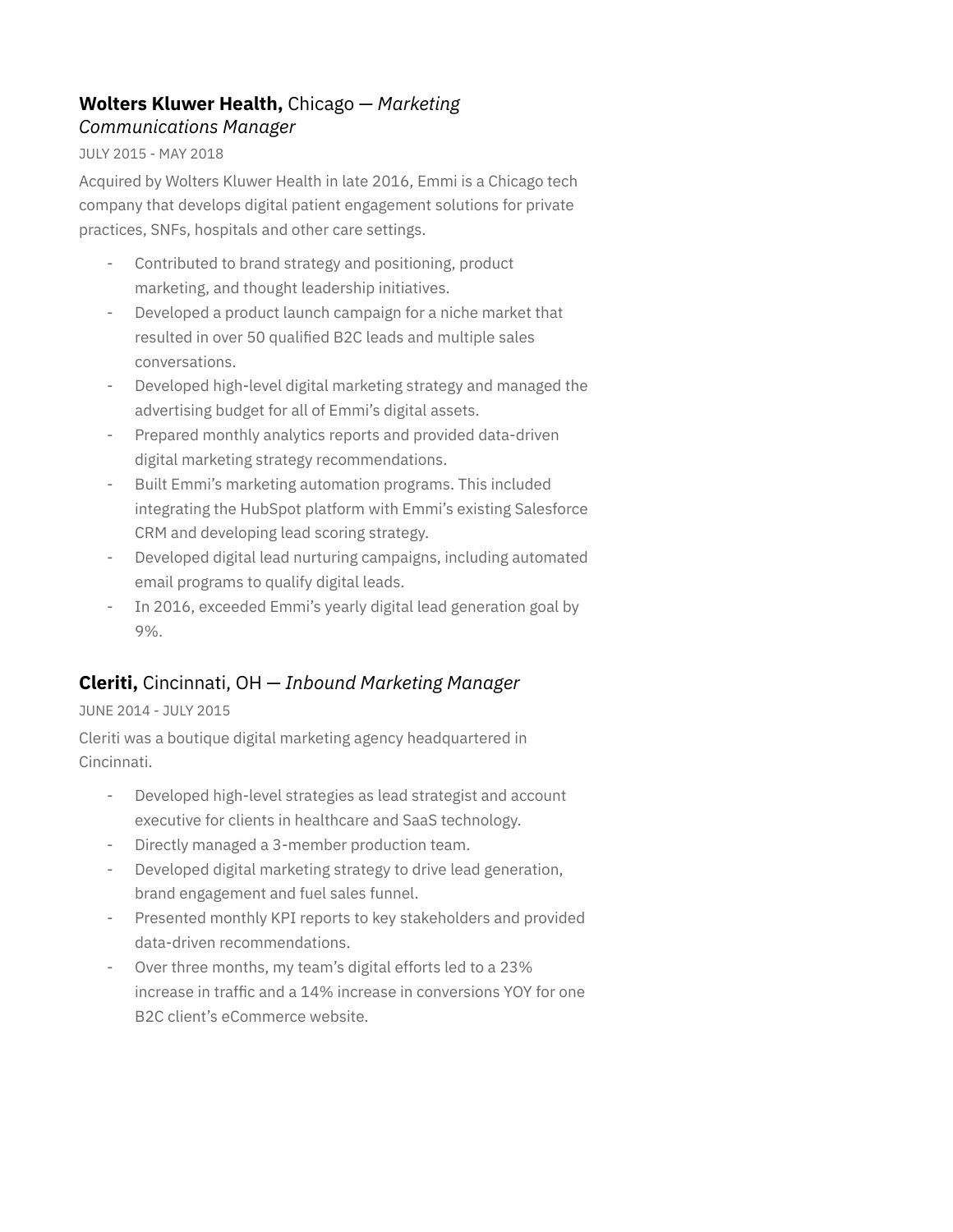### **Wolters Kluwer Health,** Chicago — *Marketing Communications Manager*

JULY 2015 - MAY 2018

Acquired by Wolters Kluwer Health in late 2016, Emmi is a Chicago tech company that develops digital patient engagement solutions for private practices, SNFs, hospitals and other care settings.

- Contributed to brand strategy and positioning, product marketing, and thought leadership initiatives.
- Developed a product launch campaign for a niche market that resulted in over 50 qualified B2C leads and multiple sales conversations.
- Developed high-level digital marketing strategy and managed the advertising budget for all of Emmi's digital assets.
- Prepared monthly analytics reports and provided data-driven digital marketing strategy recommendations.
- Built Emmi's marketing automation programs. This included integrating the HubSpot platform with Emmi's existing Salesforce CRM and developing lead scoring strategy.
- Developed digital lead nurturing campaigns, including automated email programs to qualify digital leads.
- In 2016, exceeded Emmi's yearly digital lead generation goal by 9%.

### **Cleriti,** Cincinnati, OH — *Inbound Marketing Manager*

JUNE 2014 - JULY 2015

Cleriti was a boutique digital marketing agency headquartered in Cincinnati.

- Developed high-level strategies as lead strategist and account executive for clients in healthcare and SaaS technology.
- Directly managed a 3-member production team.
- Developed digital marketing strategy to drive lead generation, brand engagement and fuel sales funnel.
- Presented monthly KPI reports to key stakeholders and provided data-driven recommendations.
- Over three months, my team's digital efforts led to a 23% increase in traffic and a 14% increase in conversions YOY for one B2C client's eCommerce website.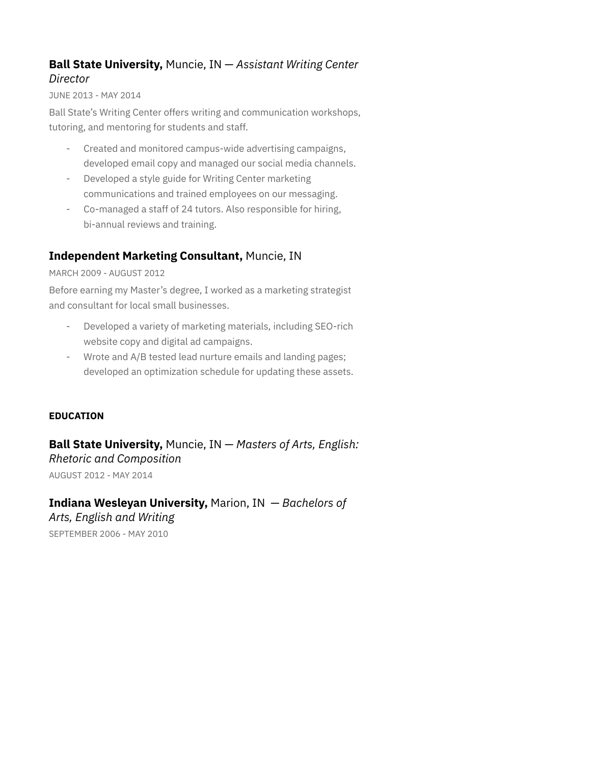### **Ball State University,** Muncie, IN — *Assistant Writing Center Director*

JUNE 2013 - MAY 2014

Ball State's Writing Center offers writing and communication workshops, tutoring, and mentoring for students and staff.

- Created and monitored campus-wide advertising campaigns, developed email copy and managed our social media channels.
- Developed a style guide for Writing Center marketing communications and trained employees on our messaging.
- Co-managed a staff of 24 tutors. Also responsible for hiring, bi-annual reviews and training.

### **Independent Marketing Consultant,** Muncie, IN

MARCH 2009 - AUGUST 2012

Before earning my Master's degree, I worked as a marketing strategist and consultant for local small businesses.

- Developed a variety of marketing materials, including SEO-rich website copy and digital ad campaigns.
- Wrote and A/B tested lead nurture emails and landing pages; developed an optimization schedule for updating these assets.

## EDUCATION

### **Ball State University,** Muncie, IN — *Masters of Arts, English: Rhetoric and Composition*

AUGUST 2012 - MAY 2014

### **Indiana Wesleyan University,** Marion, IN — *Bachelors of Arts, English and Writing*

SEPTEMBER 2006 - MAY 2010